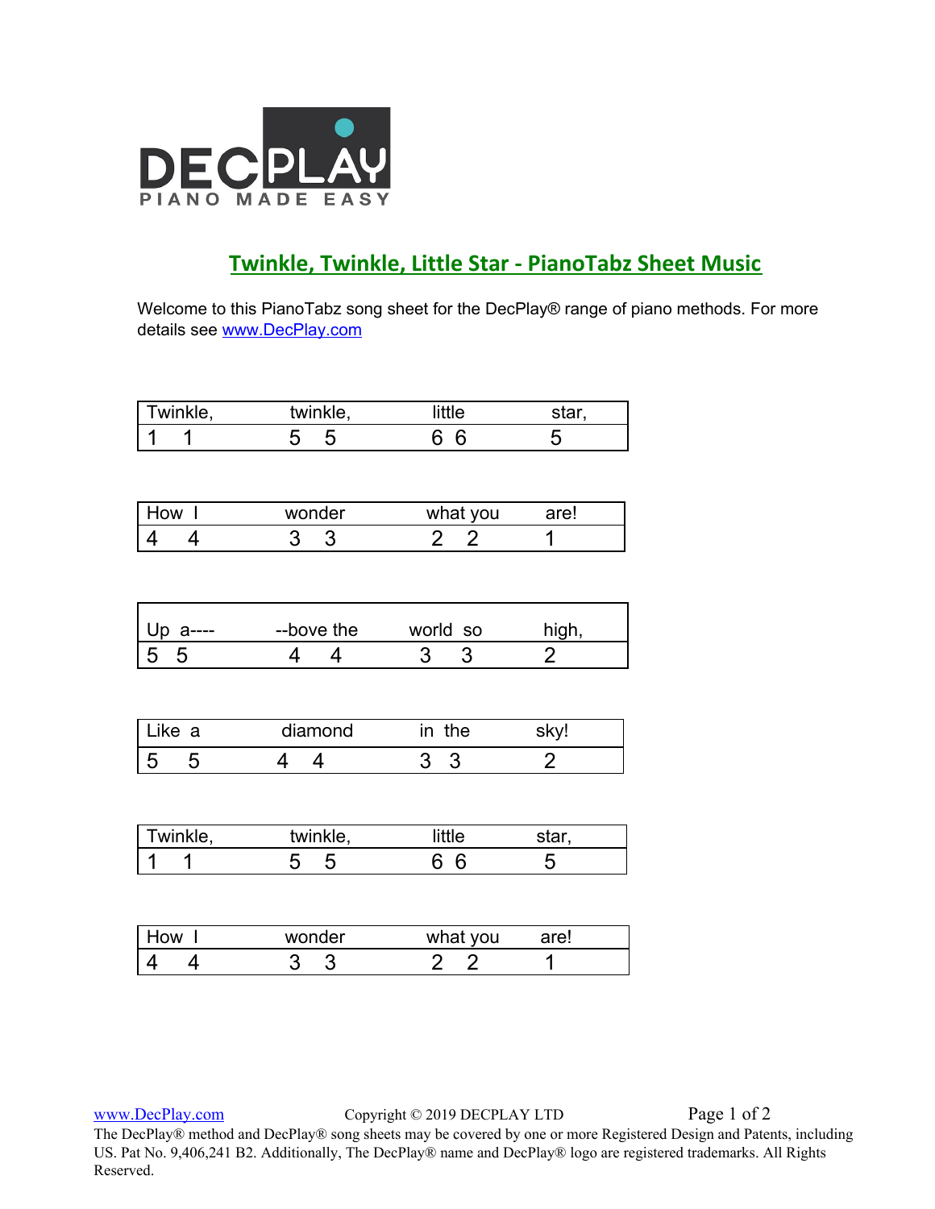DECPLAY
PIANO MADE EASY

## Twinkle, Twinkle, Little Star - PianoTabz Sheet Music

Welcome to this PianoTabz song sheet for the DecPlay® range of piano methods. For more details see www.DecPlay.com

| Twinkle, | twinkle, | little | star, |
|---|---|---|---|
| 1 1 | 5 5 | 6 6 | 5 |

| How I | wonder | what you | are! |
|---|---|---|---|
| 4 4 | 3 3 | 2 2 | 1 |

| Up a---- | --bove the | world so | high, |
|---|---|---|---|
| 5 5 | 4 4 | 3 3 | 2 |

| Like a | diamond | in the | sky! |
|---|---|---|---|
| 5 5 | 4 4 | 3 3 | 2 |

| Twinkle, | twinkle, | little | star, |
|---|---|---|---|
| 1 1 | 5 5 | 6 6 | 5 |

| How I | wonder | what you | are! |
|---|---|---|---|
| 4 4 | 3 3 | 2 2 | 1 |

www.DecPlay.com Copyright © 2019 DECPLAY LTD

The DecPlay® method and DecPlay® song sheets may be covered by one or more Registered Design and Patents, including US. Pat No. 9,406,241 B2. Additionally, The DecPlay® name and DecPlay® logo are registered trademarks. All Rights Reserved.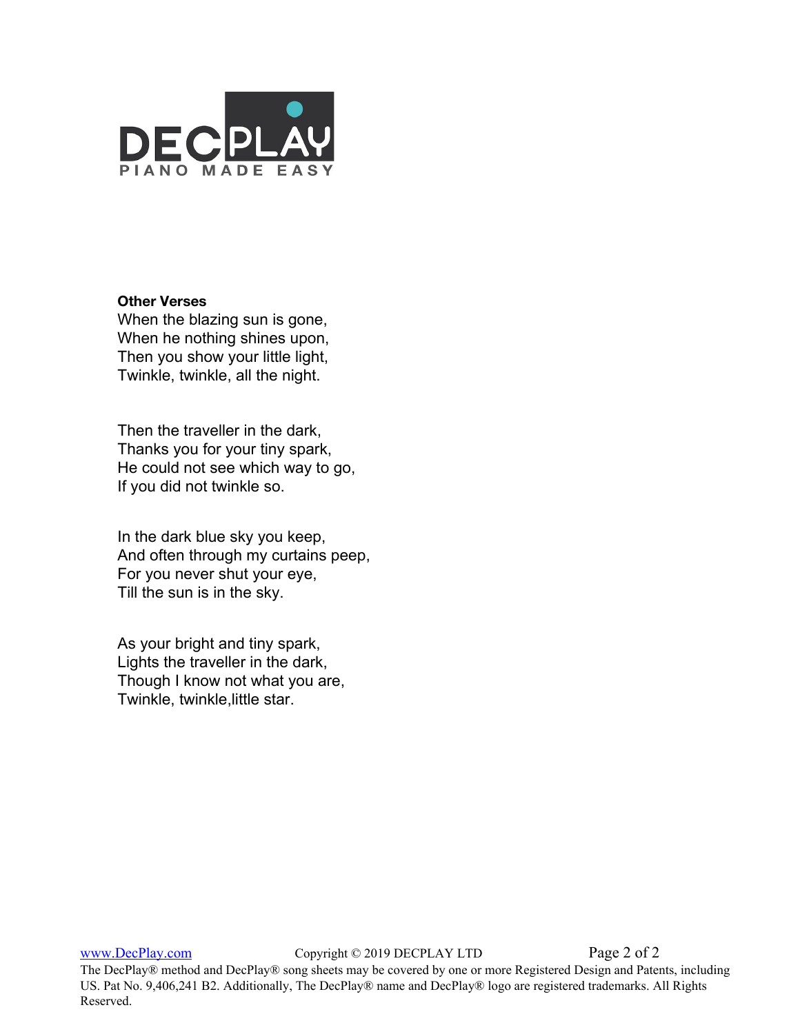DECPLAY
PIANO MADE EASY

**Other Verses**
When the blazing sun is gone,
When he nothing shines upon,
Then you show your little light,
Twinkle, twinkle, all the night.

Then the traveller in the dark,
Thanks you for your tiny spark,
He could not see which way to go,
If you did not twinkle so.

In the dark blue sky you keep,
And often through my curtains peep,
For you never shut your eye,
Till the sun is in the sky.

As your bright and tiny spark,
Lights the traveller in the dark,
Though I know not what you are,
Twinkle, twinkle,little star.

www.DecPlay.com Copyright © 2019 DECPLAY LTD

The DecPlay® method and DecPlay® song sheets may be covered by one or more Registered Design and Patents, including US. Pat No. 9,406,241 B2. Additionally, The DecPlay® name and DecPlay® logo are registered trademarks. All Rights Reserved.